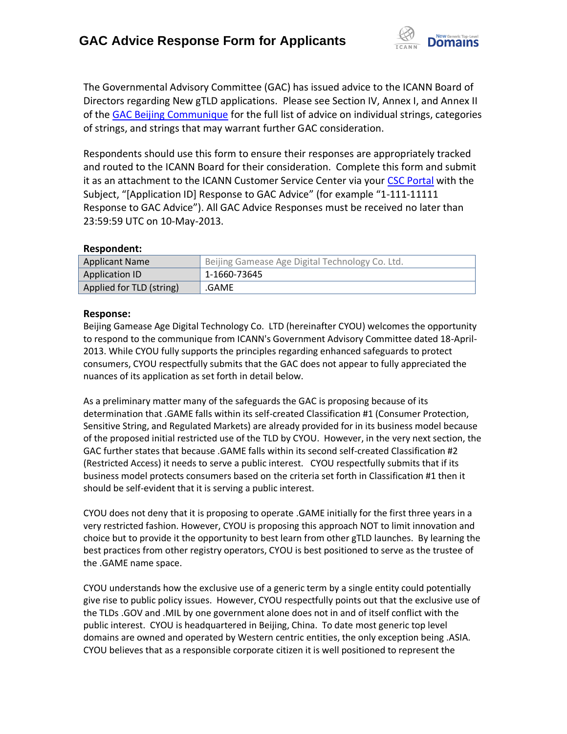# GAC Advice Response Form for Applicants

The Governmental Advisory Committee (GAC) has issued advice to the ICANN Board of Directors regarding New gTLD applications. Please see Section IV, Annex I, and Annex II of the GAC Beijing Communique for the full list of advice on individual strings, categories of strings, and strings that may warrant further GAC consideration.

Respondents should use this form to ensure their responses are appropriately tracked and routed to the ICANN Board for their consideration. Complete this form and submit it as an attachment to the ICANN Customer Service Center via your CSC Portal with the Subject, "[Application ID] Response to GAC Advice" (for example "1-111-11111 Response to GAC Advice"). All GAC Advice Responses must be received no later than 23:59:59 UTC on 10-May-2013.

**Respondent:**

| Applicant Name | Beijing Gamease Age Digital Technology Co. Ltd. |
|---|---|
| Application ID | 1-1660-73645 |
| Applied for TLD (string) | .GAME |

**Response:**

Beijing Gamease Age Digital Technology Co. LTD (hereinafter CYOU) welcomes the opportunity to respond to the communique from ICANN's Government Advisory Committee dated 18-April-2013. While CYOU fully supports the principles regarding enhanced safeguards to protect consumers, CYOU respectfully submits that the GAC does not appear to fully appreciated the nuances of its application as set forth in detail below.

As a preliminary matter many of the safeguards the GAC is proposing because of its determination that .GAME falls within its self-created Classification #1 (Consumer Protection, Sensitive String, and Regulated Markets) are already provided for in its business model because of the proposed initial restricted use of the TLD by CYOU. However, in the very next section, the GAC further states that because .GAME falls within its second self-created Classification #2 (Restricted Access) it needs to serve a public interest. CYOU respectfully submits that if its business model protects consumers based on the criteria set forth in Classification #1 then it should be self-evident that it is serving a public interest.

CYOU does not deny that it is proposing to operate .GAME initially for the first three years in a very restricted fashion. However, CYOU is proposing this approach NOT to limit innovation and choice but to provide it the opportunity to best learn from other gTLD launches. By learning the best practices from other registry operators, CYOU is best positioned to serve as the trustee of the .GAME name space.

CYOU understands how the exclusive use of a generic term by a single entity could potentially give rise to public policy issues. However, CYOU respectfully points out that the exclusive use of the TLDs .GOV and .MIL by one government alone does not in and of itself conflict with the public interest. CYOU is headquartered in Beijing, China. To date most generic top level domains are owned and operated by Western centric entities, the only exception being .ASIA. CYOU believes that as a responsible corporate citizen it is well positioned to represent the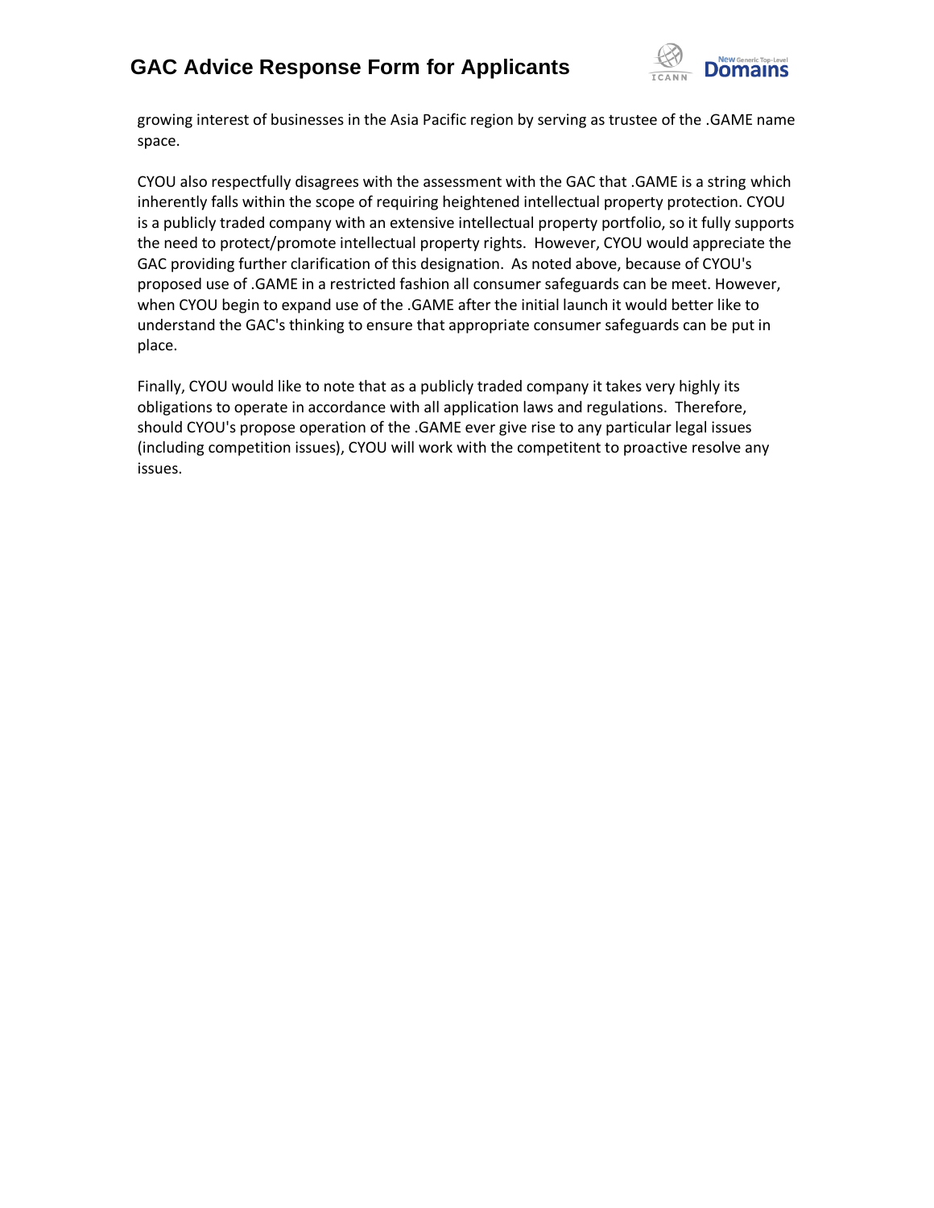growing interest of businesses in the Asia Pacific region by serving as trustee of the .GAME name space.

CYOU also respectfully disagrees with the assessment with the GAC that .GAME is a string which inherently falls within the scope of requiring heightened intellectual property protection. CYOU is a publicly traded company with an extensive intellectual property portfolio, so it fully supports the need to protect/promote intellectual property rights. However, CYOU would appreciate the GAC providing further clarification of this designation. As noted above, because of CYOU's proposed use of .GAME in a restricted fashion all consumer safeguards can be meet. However, when CYOU begin to expand use of the .GAME after the initial launch it would better like to understand the GAC's thinking to ensure that appropriate consumer safeguards can be put in place.

Finally, CYOU would like to note that as a publicly traded company it takes very highly its obligations to operate in accordance with all application laws and regulations. Therefore, should CYOU's propose operation of the .GAME ever give rise to any particular legal issues (including competition issues), CYOU will work with the competitent to proactive resolve any issues.